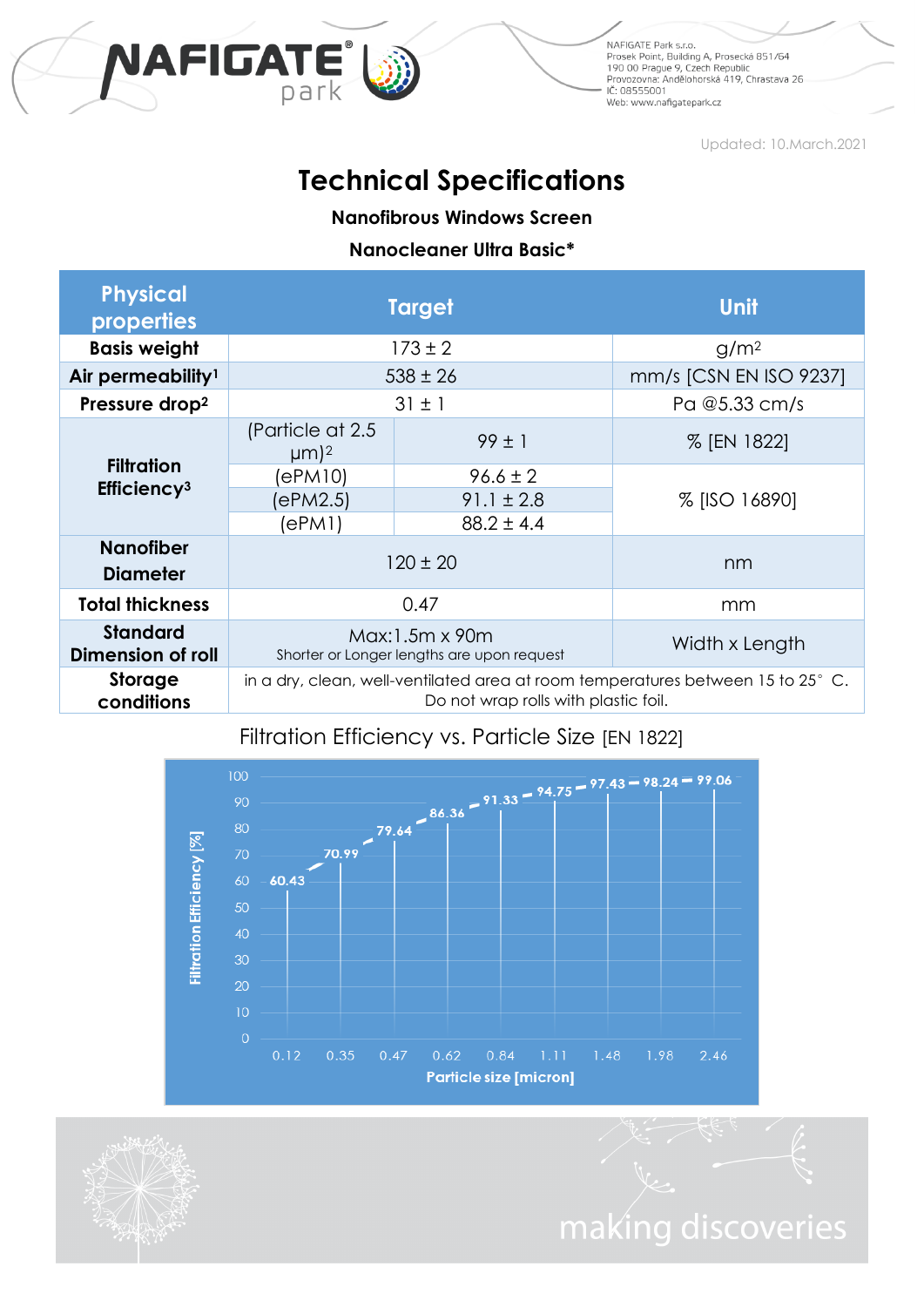NAFIGATE Park s.r.o.
Prosek Point, Building A, Prosecká 851/64
190 00 Prague 9, Czech Republic
Provozovna: Andělohorská 419, Chrastava 26
IČ: 08555001
Web: www.nafigatepark.cz

Updated: 10.March.2021

# Technical Specifications

### Nanofibrous Windows Screen

### Nanocleaner Ultra Basic*

| Physical properties | Target | | Unit |
|---|---|---|---|
| **Basis weight** | 173 ± 2 | | g/m[2] |
| **Air permeability**[1] | 538 ± 26 | | mm/s [CSN EN ISO 9237] |
| **Pressure drop**[2] | 31 ± 1 | | Pa @5.33 cm/s |
| **Filtration Efficiency**[3] | (Particle at 2.5 μm)[2] | 99 ± 1 | % [EN 1822] |
| | (ePM10) | 96.6 ± 2 | % [ISO 16890] |
| | (ePM2.5) | 91.1 ± 2.8 | |
| | (ePM1) | 88.2 ± 4.4 | |
| **Nanofiber Diameter** | 120 ± 20 | | nm |
| **Total thickness** | 0.47 | | mm |
| **Standard Dimension of roll** | Max:1.5m x 90m<br>Shorter or Longer lengths are upon request | | Width x Length |
| **Storage conditions** | in a dry, clean, well-ventilated area at room temperatures between 15 to 25° C.<br>Do not wrap rolls with plastic foil. | | |

Filtration Efficiency vs. Particle Size [EN 1822]

| Particle size [micron] | Filtration Efficiency [%] |
|---|---|
| 0.12 | 60.43 |
| 0.35 | 70.99 |
| 0.47 | 79.64 |
| 0.62 | 86.36 |
| 0.84 | 91.33 |
| 1.11 | 94.75 |
| 1.48 | 97.43 |
| 1.98 | 98.24 |
| 2.46 | 99.06 |

making discoveries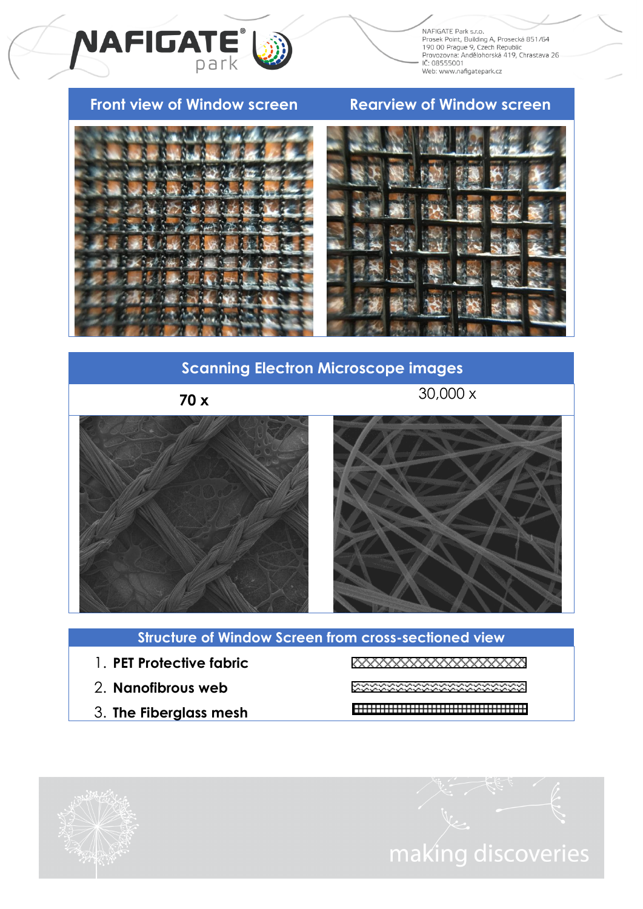| Front view of Window screen | Rearview of Window screen |
| --- | --- |

## Scanning Electron Microscope images

| 70 x | 30,000 x |
| --- | --- |

## Structure of Window Screen from cross-sectioned view

1. **PET Protective fabric**
2. **Nanofibrous web**
3. **The Fiberglass mesh**

making discoveries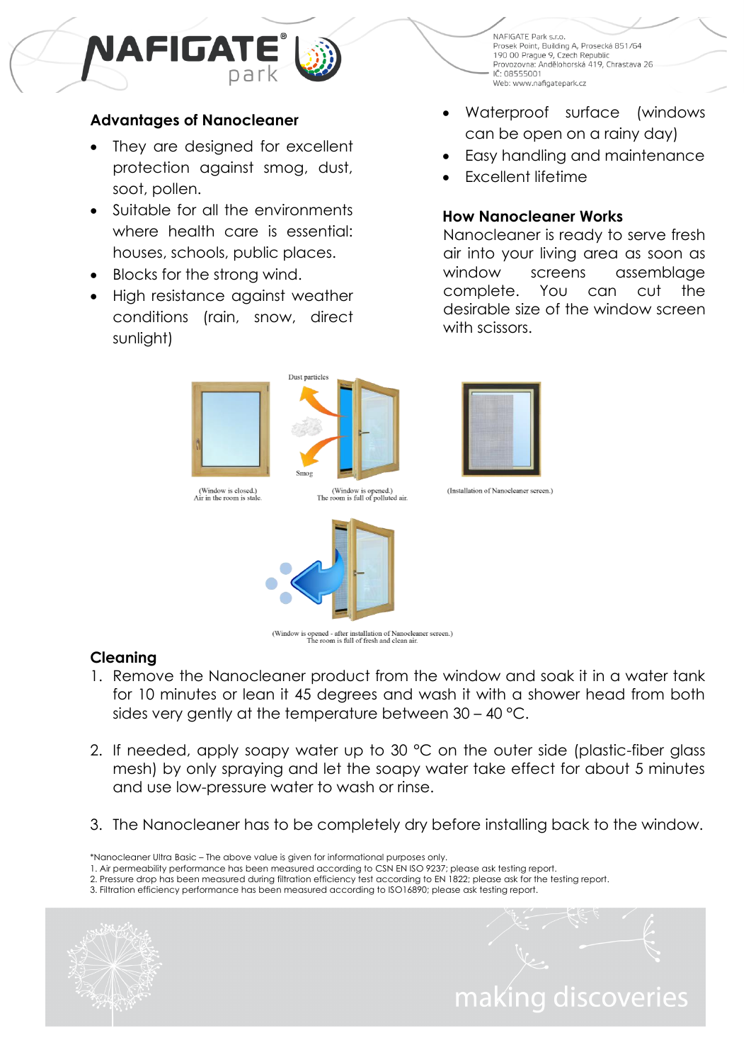## Advantages of Nanocleaner

- They are designed for excellent protection against smog, dust, soot, pollen.
- Suitable for all the environments where health care is essential: houses, schools, public places.
- Blocks for the strong wind.
- High resistance against weather conditions (rain, snow, direct sunlight)
- Waterproof surface (windows can be open on a rainy day)
- Easy handling and maintenance
- Excellent lifetime

## How Nanocleaner Works

Nanocleaner is ready to serve fresh air into your living area as soon as window screens assemblage complete. You can cut the desirable size of the window screen with scissors.

Dust particles

Smog

(Window is closed.)
Air in the room is stale.

(Window is opened.)
The room is full of polluted air.

(Installation of Nanocleaner screen.)

(Window is opened - after installation of Nanocleaner screen.)
The room is full of fresh and clean air.

## Cleaning

1. Remove the Nanocleaner product from the window and soak it in a water tank for 10 minutes or lean it 45 degrees and wash it with a shower head from both sides very gently at the temperature between 30 – 40 °C.

2. If needed, apply soapy water up to 30 °C on the outer side (plastic-fiber glass mesh) by only spraying and let the soapy water take effect for about 5 minutes and use low-pressure water to wash or rinse.

3. The Nanocleaner has to be completely dry before installing back to the window.

*Nanocleaner Ultra Basic – The above value is given for informational purposes only.
1. Air permeability performance has been measured according to CSN EN ISO 9237; please ask testing report.
2. Pressure drop has been measured during filtration efficiency test according to EN 1822; please ask for the testing report.
3. Filtration efficiency performance has been measured according to ISO16890; please ask testing report.